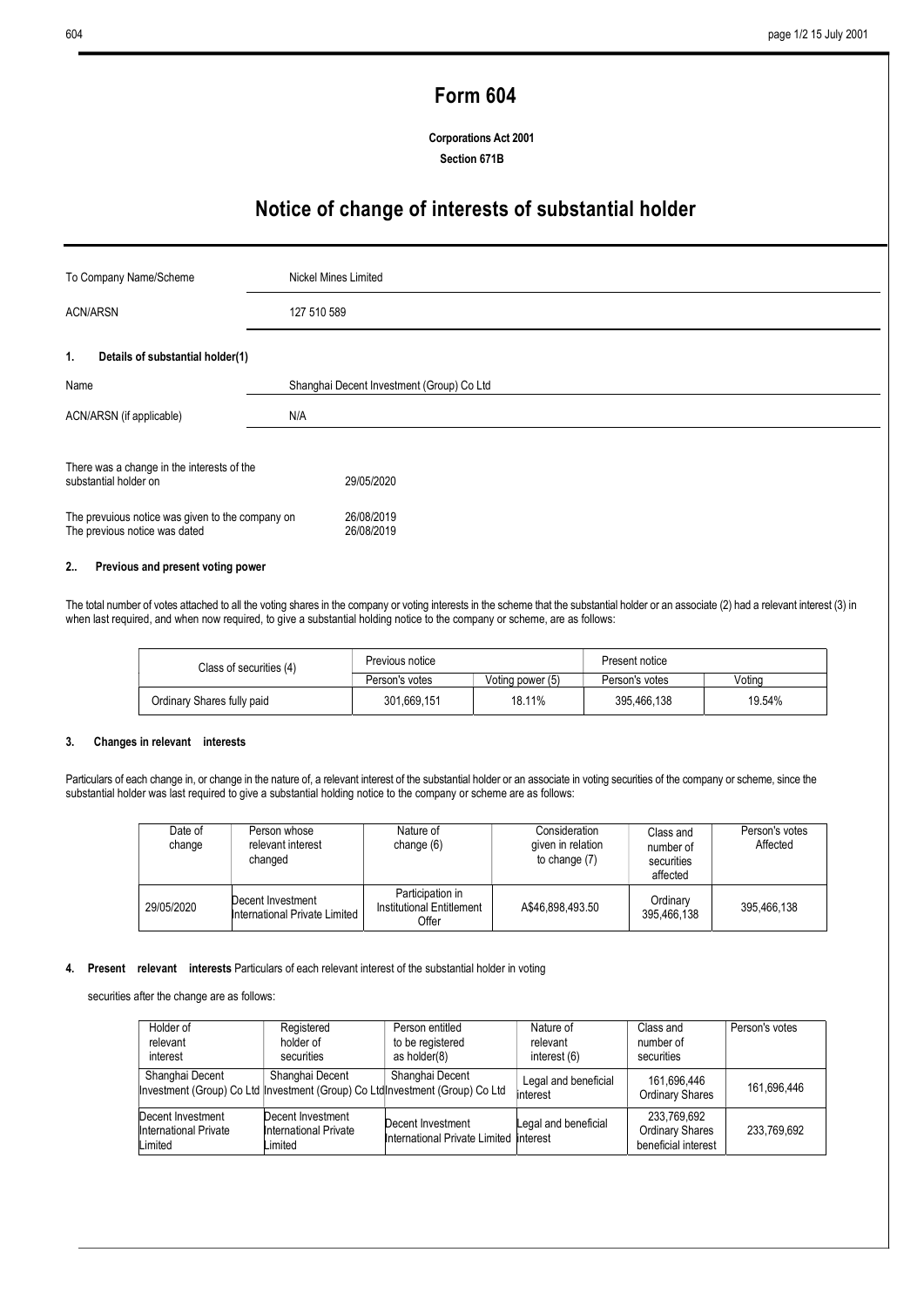# Form 604

**Corporations Act 2001**

**Section 671B**

# Notice of change of interests of substantial holder

| | |
|---|---|
| To Company Name/Scheme | Nickel Mines Limited |
| ACN/ARSN | 127 510 589 |

## 1. Details of substantial holder(1)

| | |
|---|---|
| Name | Shanghai Decent Investment (Group) Co Ltd |
| ACN/ARSN (if applicable) | N/A |

| | |
|---|---|
| There was a change in the interests of the substantial holder on | 29/05/2020 |
| The prevuious notice was given to the company on | 26/08/2019 |
| The previous notice was dated | 26/08/2019 |

## 2.. Previous and present voting power

The total number of votes attached to all the voting shares in the company or voting interests in the scheme that the substantial holder or an associate (2) had a relevant interest (3) in when last required, and when now required, to give a substantial holding notice to the company or scheme, are as follows:

| Class of securities (4) | Previous notice | | Present notice | |
|---|---|---|---|---|
| | Person's votes | Voting power (5) | Person's votes | Voting |
| Ordinary Shares fully paid | 301,669,151 | 18.11% | 395,466,138 | 19.54% |

## 3. Changes in relevant interests

Particulars of each change in, or change in the nature of, a relevant interest of the substantial holder or an associate in voting securities of the company or scheme, since the substantial holder was last required to give a substantial holding notice to the company or scheme are as follows:

| Date of change | Person whose relevant interest changed | Nature of change (6) | Consideration given in relation to change (7) | Class and number of securities affected | Person's votes Affected |
|---|---|---|---|---|---|
| 29/05/2020 | Decent Investment International Private Limited | Participation in Institutional Entitlement Offer | A$46,898,493.50 | Ordinary 395,466,138 | 395,466,138 |

## 4. Present relevant interests

Particulars of each relevant interest of the substantial holder in voting securities after the change are as follows:

| Holder of relevant interest | Registered holder of securities | Person entitled to be registered as holder(8) | Nature of relevant interest (6) | Class and number of securities | Person's votes |
|---|---|---|---|---|---|
| Shanghai Decent Investment (Group) Co Ltd | Shanghai Decent Investment (Group) Co Ltd | Shanghai Decent Investment (Group) Co Ltd | Legal and beneficial interest | 161,696,446 Ordinary Shares | 161,696,446 |
| Decent Investment International Private Limited | Decent Investment International Private Limited | Decent Investment International Private Limited | Legal and beneficial interest | 233,769,692 Ordinary Shares beneficial interest | 233,769,692 |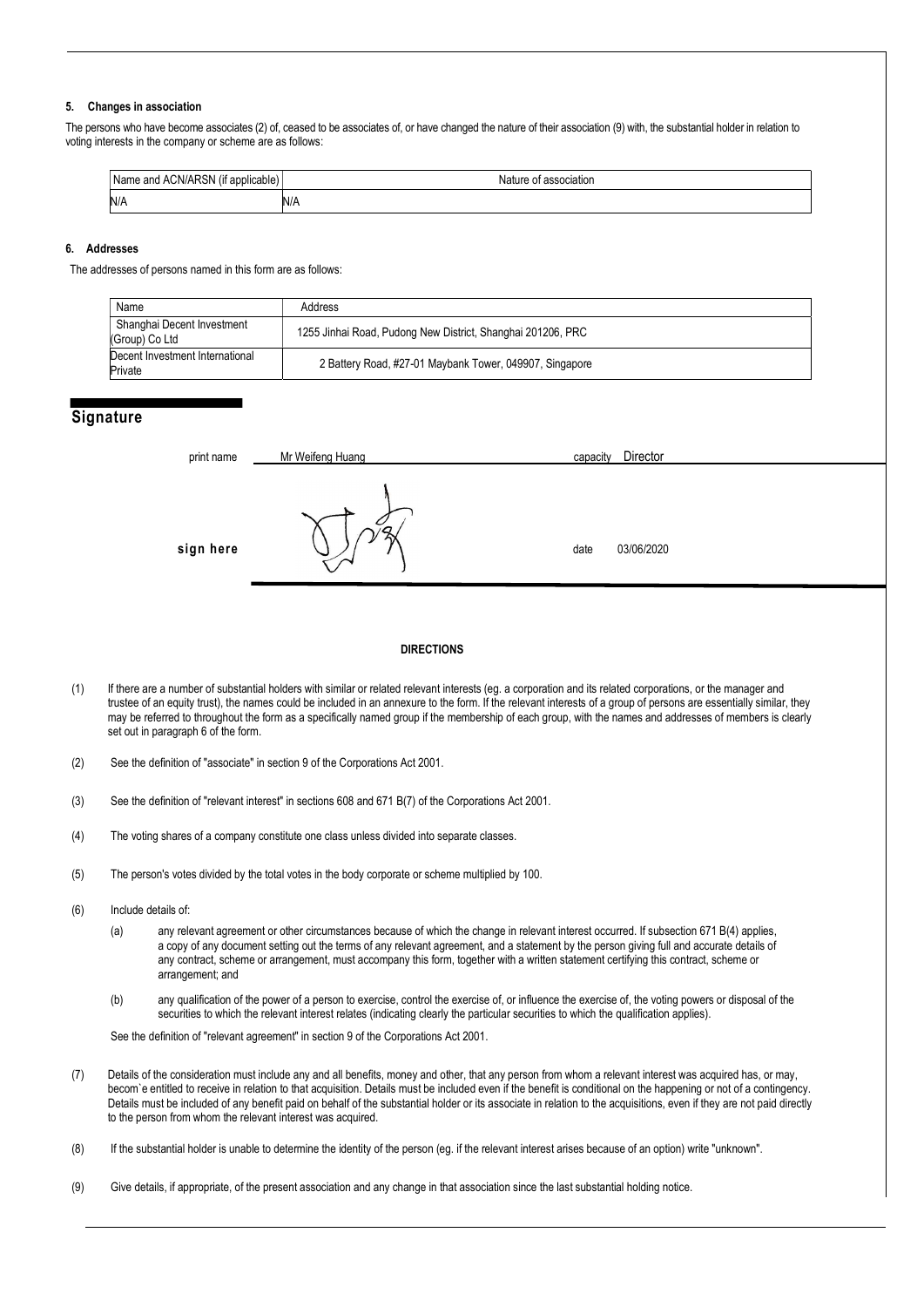**5. Changes in association**

The persons who have become associates (2) of, ceased to be associates of, or have changed the nature of their association (9) with, the substantial holder in relation to voting interests in the company or scheme are as follows:

| Name and ACN/ARSN (if applicable) | Nature of association |
|---|---|
| N/A | N/A |

**6. Addresses**

The addresses of persons named in this form are as follows:

| Name | Address |
|---|---|
| Shanghai Decent Investment (Group) Co Ltd | 1255 Jinhai Road, Pudong New District, Shanghai 201206, PRC |
| Decent Investment International Private | 2 Battery Road, #27-01 Maybank Tower, 049907, Singapore |

## Signature

print name Mr Weifeng Huang capacity Director

sign here date 03/06/2020

**DIRECTIONS**

(1) If there are a number of substantial holders with similar or related relevant interests (eg. a corporation and its related corporations, or the manager and trustee of an equity trust), the names could be included in an annexure to the form. If the relevant interests of a group of persons are essentially similar, they may be referred to throughout the form as a specifically named group if the membership of each group, with the names and addresses of members is clearly set out in paragraph 6 of the form.

(2) See the definition of "associate" in section 9 of the Corporations Act 2001.

(3) See the definition of "relevant interest" in sections 608 and 671 B(7) of the Corporations Act 2001.

(4) The voting shares of a company constitute one class unless divided into separate classes.

(5) The person's votes divided by the total votes in the body corporate or scheme multiplied by 100.

(6) Include details of:

(a) any relevant agreement or other circumstances because of which the change in relevant interest occurred. If subsection 671 B(4) applies, a copy of any document setting out the terms of any relevant agreement, and a statement by the person giving full and accurate details of any contract, scheme or arrangement, must accompany this form, together with a written statement certifying this contract, scheme or arrangement; and

(b) any qualification of the power of a person to exercise, control the exercise of, or influence the exercise of, the voting powers or disposal of the securities to which the relevant interest relates (indicating clearly the particular securities to which the qualification applies).

See the definition of "relevant agreement" in section 9 of the Corporations Act 2001.

(7) Details of the consideration must include any and all benefits, money and other, that any person from whom a relevant interest was acquired has, or may, becom`e entitled to receive in relation to that acquisition. Details must be included even if the benefit is conditional on the happening or not of a contingency. Details must be included of any benefit paid on behalf of the substantial holder or its associate in relation to the acquisitions, even if they are not paid directly to the person from whom the relevant interest was acquired.

(8) If the substantial holder is unable to determine the identity of the person (eg. if the relevant interest arises because of an option) write "unknown".

(9) Give details, if appropriate, of the present association and any change in that association since the last substantial holding notice.